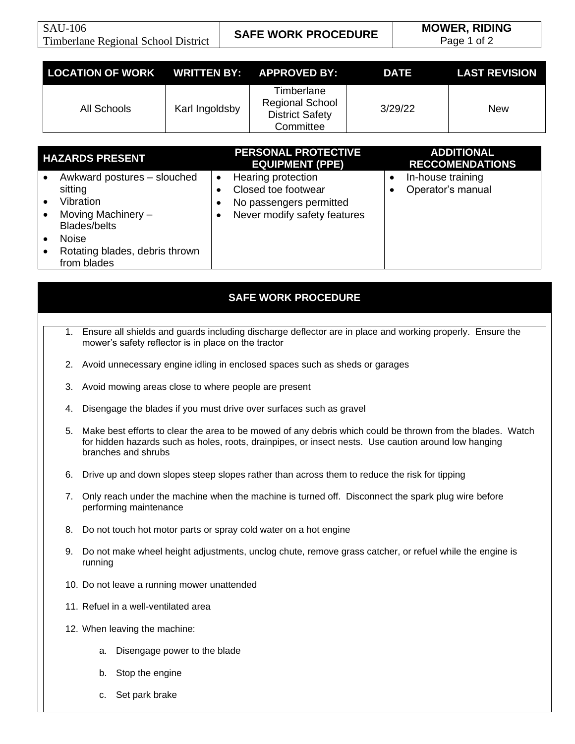| SAU-106 Timberlane Regional School District | SAFE WORK PROCEDURE | MOWER, RIDING |
|---|---|---|

| LOCATION OF WORK | WRITTEN BY: | APPROVED BY: | DATE | LAST REVISION |
|---|---|---|---|---|
| All Schools | Karl Ingoldsby | Timberlane Regional School District Safety Committee | 3/29/22 | New |

| HAZARDS PRESENT | PERSONAL PROTECTIVE EQUIPMENT (PPE) | ADDITIONAL RECCOMENDATIONS |
|---|---|---|
| • Awkward postures – slouched sitting<br>• Vibration<br>• Moving Machinery – Blades/belts<br>• Noise<br>• Rotating blades, debris thrown from blades | • Hearing protection<br>• Closed toe footwear<br>• No passengers permitted<br>• Never modify safety features | • In-house training<br>• Operator's manual |

## SAFE WORK PROCEDURE

1. Ensure all shields and guards including discharge deflector are in place and working properly. Ensure the mower's safety reflector is in place on the tractor
2. Avoid unnecessary engine idling in enclosed spaces such as sheds or garages
3. Avoid mowing areas close to where people are present
4. Disengage the blades if you must drive over surfaces such as gravel
5. Make best efforts to clear the area to be mowed of any debris which could be thrown from the blades. Watch for hidden hazards such as holes, roots, drainpipes, or insect nests. Use caution around low hanging branches and shrubs
6. Drive up and down slopes steep slopes rather than across them to reduce the risk for tipping
7. Only reach under the machine when the machine is turned off. Disconnect the spark plug wire before performing maintenance
8. Do not touch hot motor parts or spray cold water on a hot engine
9. Do not make wheel height adjustments, unclog chute, remove grass catcher, or refuel while the engine is running
10. Do not leave a running mower unattended
11. Refuel in a well-ventilated area
12. When leaving the machine:
    a. Disengage power to the blade
    b. Stop the engine
    c. Set park brake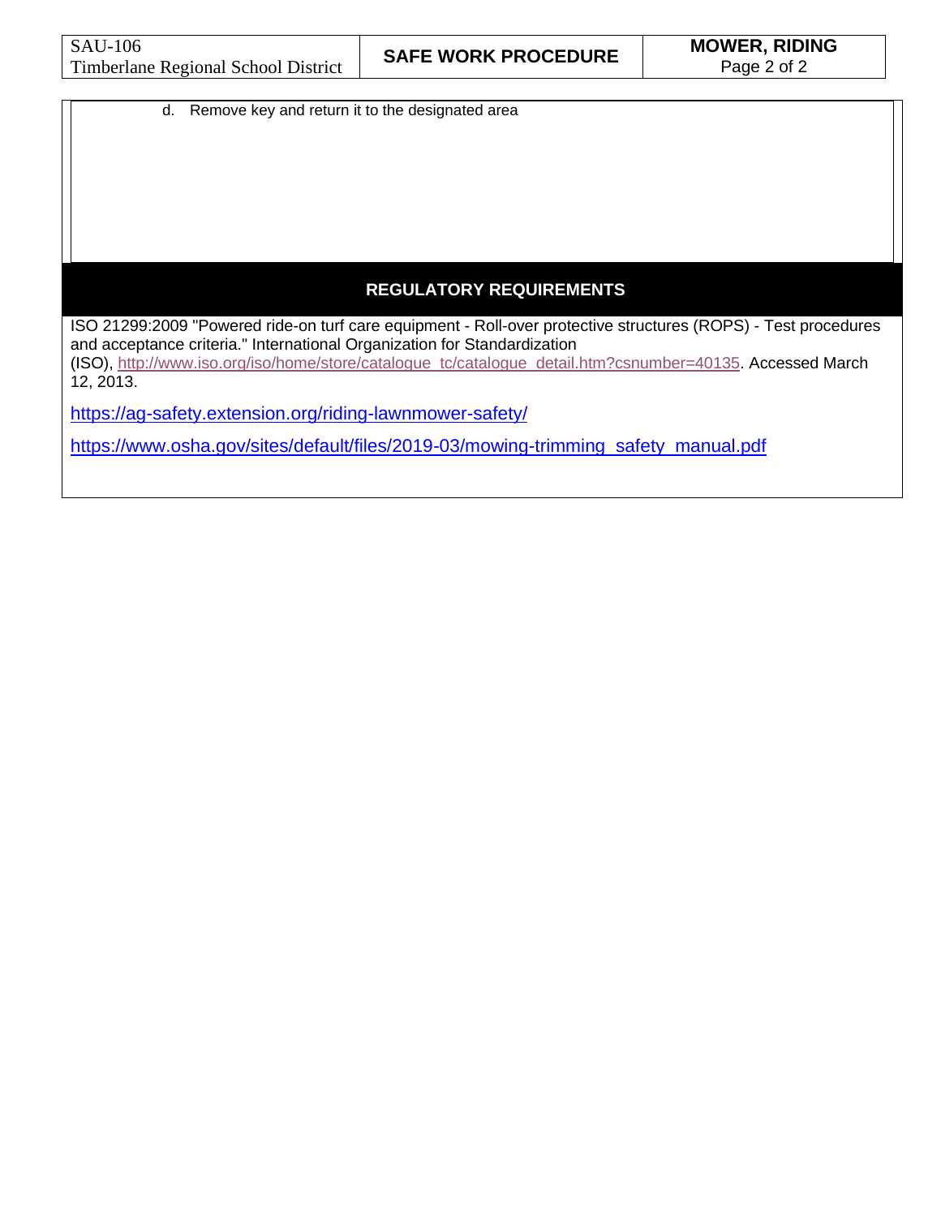d. Remove key and return it to the designated area

## REGULATORY REQUIREMENTS

ISO 21299:2009 "Powered ride-on turf care equipment - Roll-over protective structures (ROPS) - Test procedures and acceptance criteria." International Organization for Standardization (ISO), http://www.iso.org/iso/home/store/catalogue_tc/catalogue_detail.htm?csnumber=40135. Accessed March 12, 2013.

https://ag-safety.extension.org/riding-lawnmower-safety/

https://www.osha.gov/sites/default/files/2019-03/mowing-trimming_safety_manual.pdf